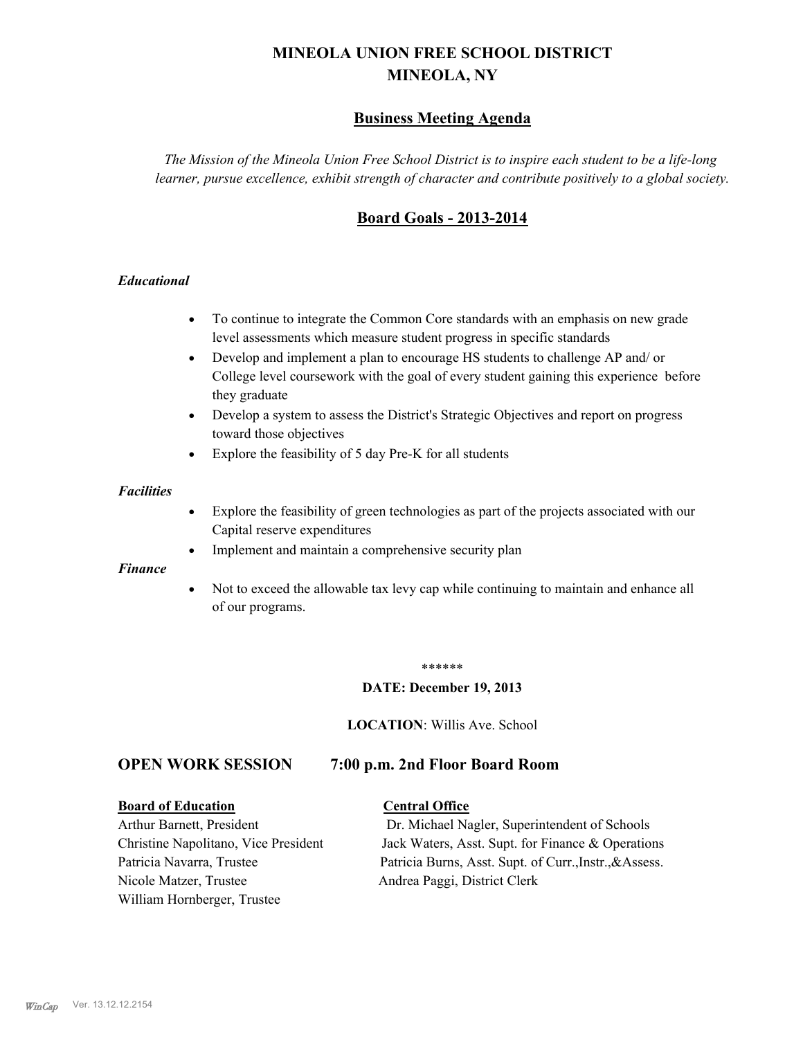# MINEOLA UNION FREE SCHOOL DISTRICT
# MINEOLA, NY

## Business Meeting Agenda

*The Mission of the Mineola Union Free School District is to inspire each student to be a life-long learner, pursue excellence, exhibit strength of character and contribute positively to a global society.*

## Board Goals - 2013-2014

### *Educational*

- To continue to integrate the Common Core standards with an emphasis on new grade level assessments which measure student progress in specific standards
- Develop and implement a plan to encourage HS students to challenge AP and/ or College level coursework with the goal of every student gaining this experience before they graduate
- Develop a system to assess the District's Strategic Objectives and report on progress toward those objectives
- Explore the feasibility of 5 day Pre-K for all students

### *Facilities*

- Explore the feasibility of green technologies as part of the projects associated with our Capital reserve expenditures
- Implement and maintain a comprehensive security plan

### *Finance*

- Not to exceed the allowable tax levy cap while continuing to maintain and enhance all of our programs.

******

**DATE: December 19, 2013**

**LOCATION**: Willis Ave. School

## OPEN WORK SESSION 7:00 p.m. 2nd Floor Board Room

**Board of Education**

Arthur Barnett, President
Christine Napolitano, Vice President
Patricia Navarra, Trustee
Nicole Matzer, Trustee
William Hornberger, Trustee

**Central Office**

Dr. Michael Nagler, Superintendent of Schools
Jack Waters, Asst. Supt. for Finance & Operations
Patricia Burns, Asst. Supt. of Curr.,Instr.,&Assess.
Andrea Paggi, District Clerk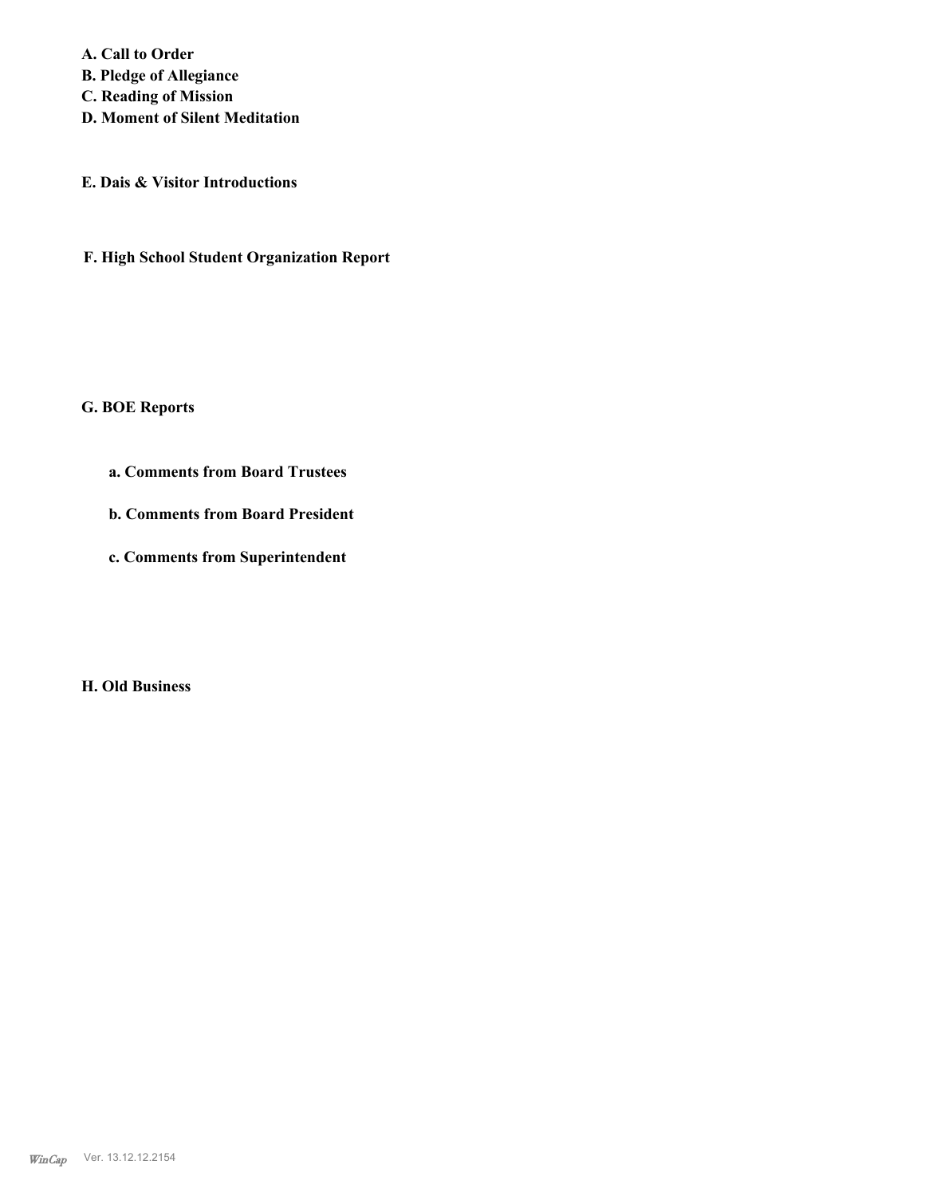**A. Call to Order**
**B. Pledge of Allegiance**
**C. Reading of Mission**
**D. Moment of Silent Meditation**

**E. Dais & Visitor Introductions**

**F. High School Student Organization Report**

**G. BOE Reports**

**a. Comments from Board Trustees**

**b. Comments from Board President**

**c. Comments from Superintendent**

**H. Old Business**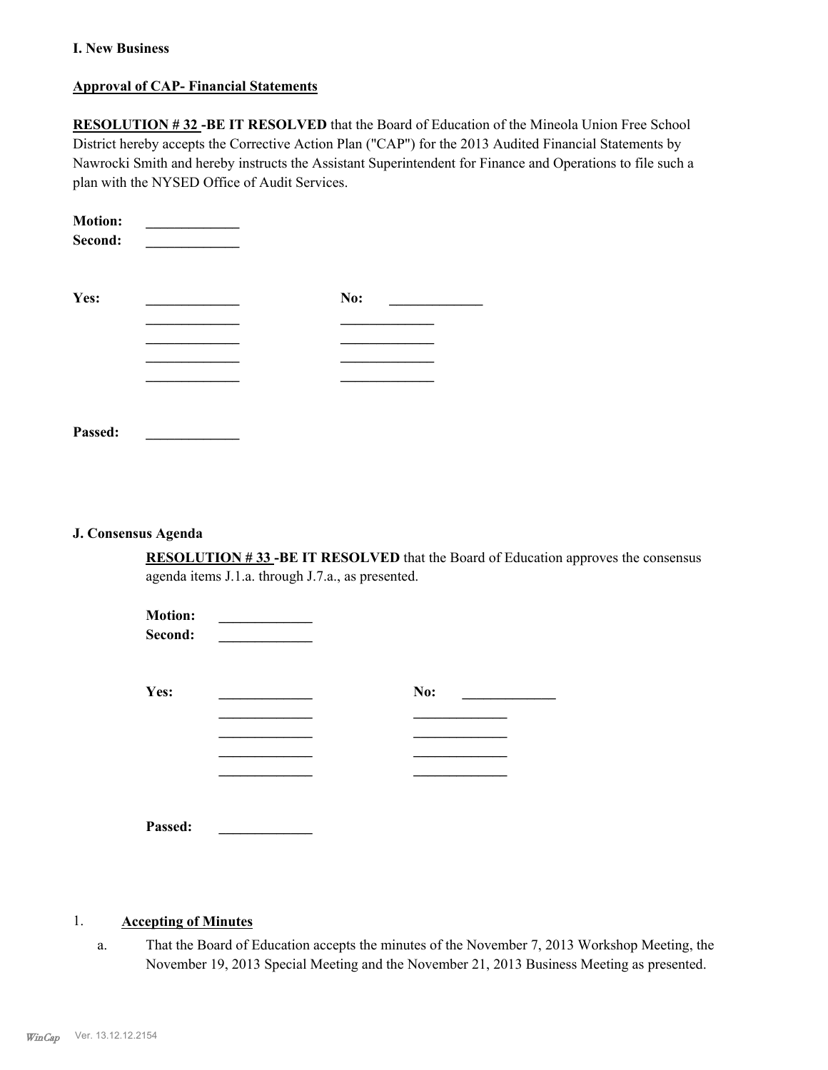**I. New Business**

**Approval of CAP- Financial Statements**

**RESOLUTION # 32 -BE IT RESOLVED** that the Board of Education of the Mineola Union Free School District hereby accepts the Corrective Action Plan ("CAP") for the 2013 Audited Financial Statements by Nawrocki Smith and hereby instructs the Assistant Superintendent for Finance and Operations to file such a plan with the NYSED Office of Audit Services.

**Motion:** _____________

**Second:** _____________

| **Yes:** | _____________ | **No:** | _____________ |
|---|---|---|---|
| | _____________ | | _____________ |
| | _____________ | | _____________ |
| | _____________ | | _____________ |
| | _____________ | | _____________ |

**Passed:** _____________

**J. Consensus Agenda**

**RESOLUTION # 33 -BE IT RESOLVED** that the Board of Education approves the consensus agenda items J.1.a. through J.7.a., as presented.

**Motion:** _____________

**Second:** _____________

| **Yes:** | _____________ | **No:** | _____________ |
|---|---|---|---|
| | _____________ | | _____________ |
| | _____________ | | _____________ |
| | _____________ | | _____________ |
| | _____________ | | _____________ |

**Passed:** _____________

1. **Accepting of Minutes**

   a. That the Board of Education accepts the minutes of the November 7, 2013 Workshop Meeting, the November 19, 2013 Special Meeting and the November 21, 2013 Business Meeting as presented.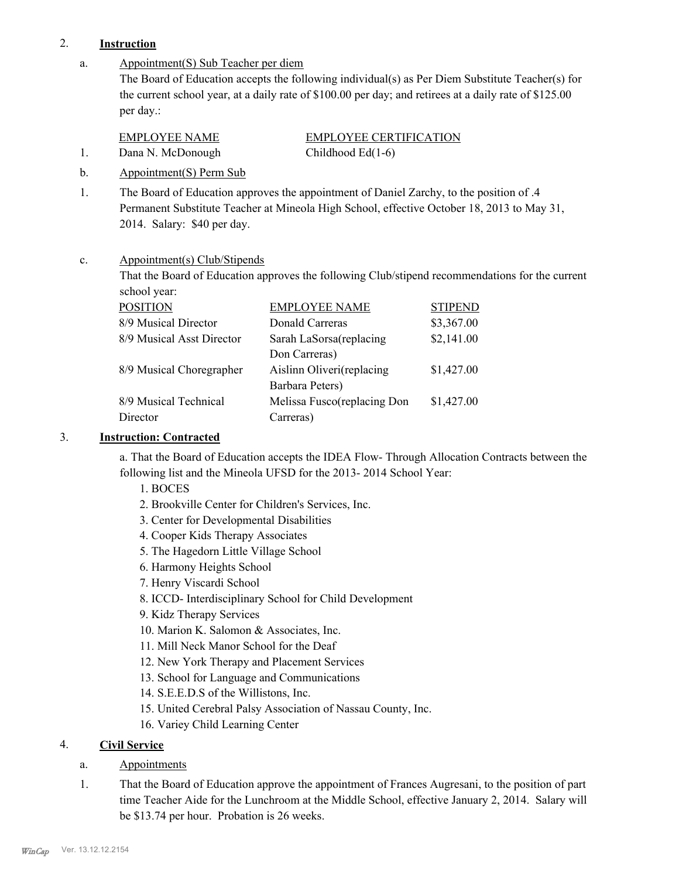2. **Instruction**

a. Appointment(S) Sub Teacher per diem

The Board of Education accepts the following individual(s) as Per Diem Substitute Teacher(s) for the current school year, at a daily rate of $100.00 per day; and retirees at a daily rate of $125.00 per day.:

| | EMPLOYEE NAME | EMPLOYEE CERTIFICATION |
|---|---|---|
| 1. | Dana N. McDonough | Childhood Ed(1-6) |

b. Appointment(S) Perm Sub

1. The Board of Education approves the appointment of Daniel Zarchy, to the position of .4 Permanent Substitute Teacher at Mineola High School, effective October 18, 2013 to May 31, 2014. Salary: $40 per day.

c. Appointment(s) Club/Stipends

That the Board of Education approves the following Club/stipend recommendations for the current school year:

| POSITION | EMPLOYEE NAME | STIPEND |
|---|---|---|
| 8/9 Musical Director | Donald Carreras | $3,367.00 |
| 8/9 Musical Asst Director | Sarah LaSorsa(replacing Don Carreras) | $2,141.00 |
| 8/9 Musical Choregrapher | Aislinn Oliveri(replacing Barbara Peters) | $1,427.00 |
| 8/9 Musical Technical Director | Melissa Fusco(replacing Don Carreras) | $1,427.00 |

3. **Instruction: Contracted**

a. That the Board of Education accepts the IDEA Flow- Through Allocation Contracts between the following list and the Mineola UFSD for the 2013- 2014 School Year:

1. BOCES
2. Brookville Center for Children's Services, Inc.
3. Center for Developmental Disabilities
4. Cooper Kids Therapy Associates
5. The Hagedorn Little Village School
6. Harmony Heights School
7. Henry Viscardi School
8. ICCD- Interdisciplinary School for Child Development
9. Kidz Therapy Services
10. Marion K. Salomon & Associates, Inc.
11. Mill Neck Manor School for the Deaf
12. New York Therapy and Placement Services
13. School for Language and Communications
14. S.E.E.D.S of the Willistons, Inc.
15. United Cerebral Palsy Association of Nassau County, Inc.
16. Variey Child Learning Center

4. **Civil Service**

a. Appointments

1. That the Board of Education approve the appointment of Frances Augresani, to the position of part time Teacher Aide for the Lunchroom at the Middle School, effective January 2, 2014. Salary will be $13.74 per hour. Probation is 26 weeks.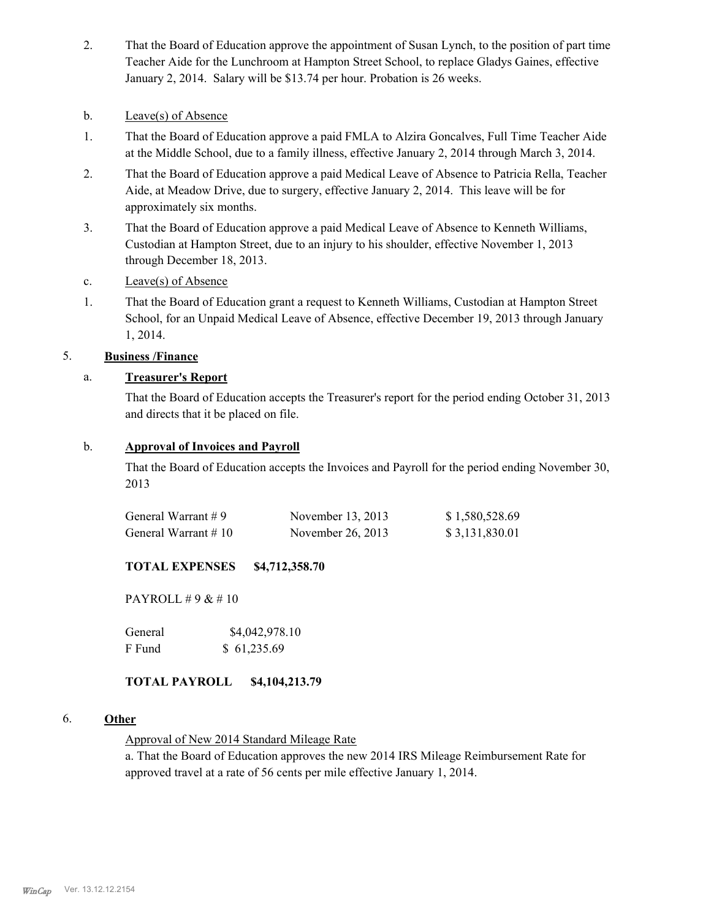2. That the Board of Education approve the appointment of Susan Lynch, to the position of part time Teacher Aide for the Lunchroom at Hampton Street School, to replace Gladys Gaines, effective January 2, 2014. Salary will be $13.74 per hour. Probation is 26 weeks.

b. Leave(s) of Absence

1. That the Board of Education approve a paid FMLA to Alzira Goncalves, Full Time Teacher Aide at the Middle School, due to a family illness, effective January 2, 2014 through March 3, 2014.

2. That the Board of Education approve a paid Medical Leave of Absence to Patricia Rella, Teacher Aide, at Meadow Drive, due to surgery, effective January 2, 2014. This leave will be for approximately six months.

3. That the Board of Education approve a paid Medical Leave of Absence to Kenneth Williams, Custodian at Hampton Street, due to an injury to his shoulder, effective November 1, 2013 through December 18, 2013.

c. Leave(s) of Absence

1. That the Board of Education grant a request to Kenneth Williams, Custodian at Hampton Street School, for an Unpaid Medical Leave of Absence, effective December 19, 2013 through January 1, 2014.

5. **Business /Finance**

a. **Treasurer's Report**

That the Board of Education accepts the Treasurer's report for the period ending October 31, 2013 and directs that it be placed on file.

b. **Approval of Invoices and Payroll**

That the Board of Education accepts the Invoices and Payroll for the period ending November 30, 2013

| | | |
|---|---|---|
| General Warrant # 9 | November 13, 2013 | $ 1,580,528.69 |
| General Warrant # 10 | November 26, 2013 | $ 3,131,830.01 |

**TOTAL EXPENSES $4,712,358.70**

PAYROLL # 9 & # 10

| | |
|---|---|
| General | $4,042,978.10 |
| F Fund | $ 61,235.69 |

**TOTAL PAYROLL $4,104,213.79**

6. **Other**

Approval of New 2014 Standard Mileage Rate

a. That the Board of Education approves the new 2014 IRS Mileage Reimbursement Rate for approved travel at a rate of 56 cents per mile effective January 1, 2014.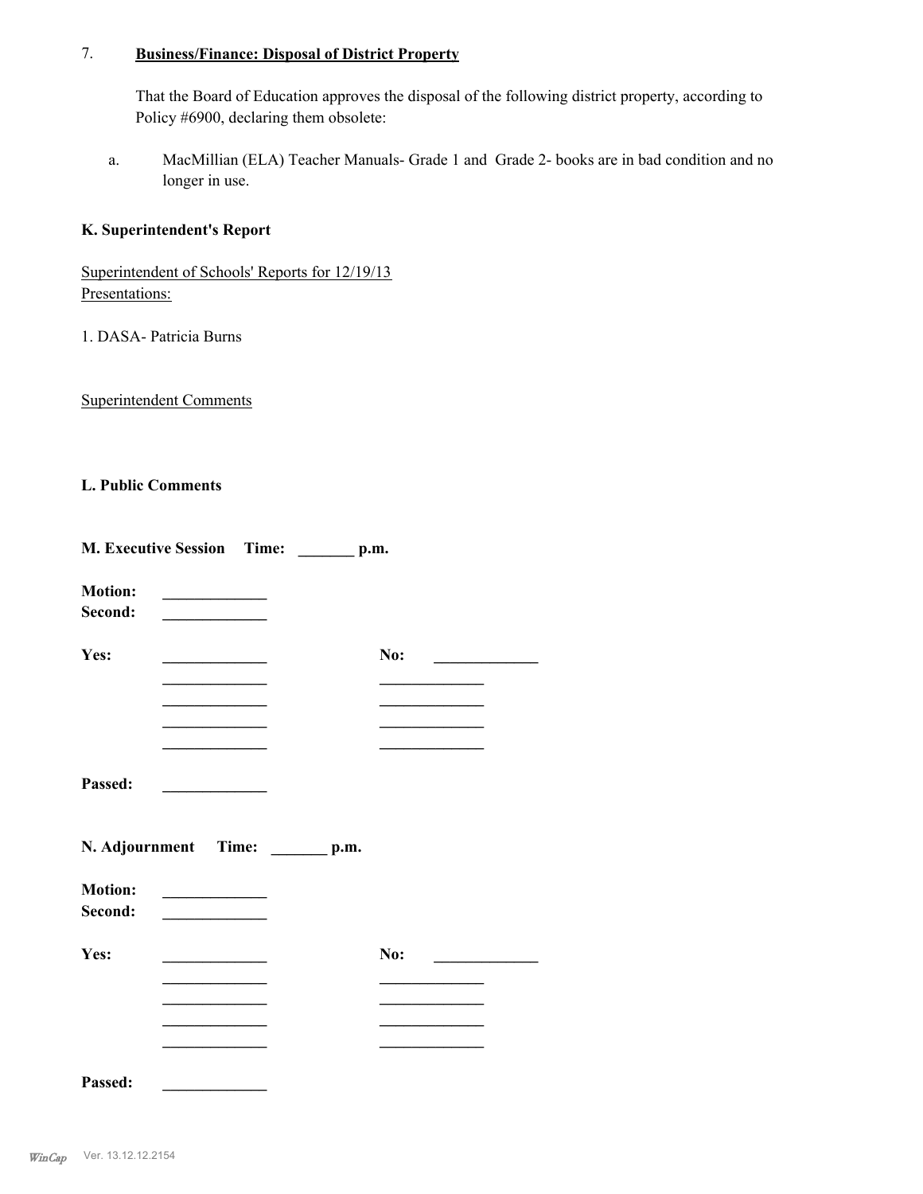7. **Business/Finance: Disposal of District Property**

That the Board of Education approves the disposal of the following district property, according to Policy #6900, declaring them obsolete:

a. MacMillian (ELA) Teacher Manuals- Grade 1 and Grade 2- books are in bad condition and no longer in use.

**K. Superintendent's Report**

Superintendent of Schools' Reports for 12/19/13
Presentations:

1. DASA- Patricia Burns

Superintendent Comments

**L. Public Comments**

**M. Executive Session Time: _______ p.m.**

**Motion:** _____________
**Second:** _____________

| | | | |
|---|---|---|---|
| **Yes:** | _____________ | **No:** | _____________ |
| | _____________ | | _____________ |
| | _____________ | | _____________ |
| | _____________ | | _____________ |
| | _____________ | | _____________ |

**Passed:** _____________

**N. Adjournment Time: _______ p.m.**

**Motion:** _____________
**Second:** _____________

| | | | |
|---|---|---|---|
| **Yes:** | _____________ | **No:** | _____________ |
| | _____________ | | _____________ |
| | _____________ | | _____________ |
| | _____________ | | _____________ |
| | _____________ | | _____________ |

**Passed:** _____________